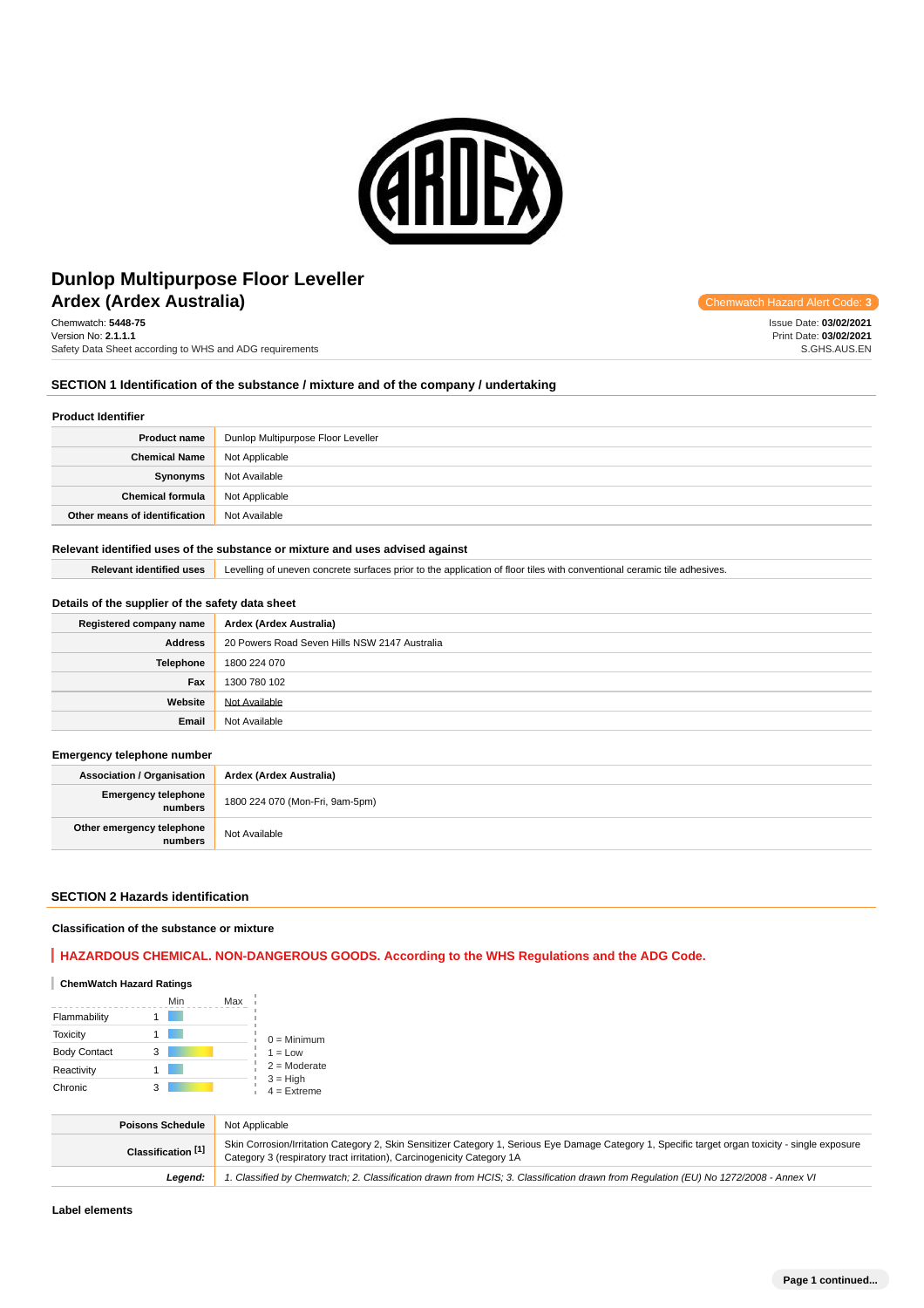# Dunlop Multipurpose Floor Leveller

## Ardex (Ardex Australia)

Chemwatch Hazard Alert Code: **3**

Chemwatch: **5448-75**
Version No: **2.1.1.1**
Safety Data Sheet according to WHS and ADG requirements

Issue Date: **03/02/2021**
Print Date: **03/02/2021**
S.GHS.AUS.EN

## SECTION 1 Identification of the substance / mixture and of the company / undertaking

### Product Identifier

| | |
|---|---|
| **Product name** | Dunlop Multipurpose Floor Leveller |
| **Chemical Name** | Not Applicable |
| **Synonyms** | Not Available |
| **Chemical formula** | Not Applicable |
| **Other means of identification** | Not Available |

### Relevant identified uses of the substance or mixture and uses advised against

| | |
|---|---|
| **Relevant identified uses** | Levelling of uneven concrete surfaces prior to the application of floor tiles with conventional ceramic tile adhesives. |

### Details of the supplier of the safety data sheet

| | |
|---|---|
| **Registered company name** | Ardex (Ardex Australia) |
| **Address** | 20 Powers Road Seven Hills NSW 2147 Australia |
| **Telephone** | 1800 224 070 |
| **Fax** | 1300 780 102 |
| **Website** | Not Available |
| **Email** | Not Available |

### Emergency telephone number

| | |
|---|---|
| **Association / Organisation** | Ardex (Ardex Australia) |
| **Emergency telephone numbers** | 1800 224 070 (Mon-Fri, 9am-5pm) |
| **Other emergency telephone numbers** | Not Available |

## SECTION 2 Hazards identification

### Classification of the substance or mixture

**HAZARDOUS CHEMICAL. NON-DANGEROUS GOODS. According to the WHS Regulations and the ADG Code.**

#### ChemWatch Hazard Ratings

| | | Min | Max |
|---|---|---|---|
| Flammability | 1 | | |
| Toxicity | 1 | | |
| Body Contact | 3 | | |
| Reactivity | 1 | | |
| Chronic | 3 | | |

0 = Minimum
1 = Low
2 = Moderate
3 = High
4 = Extreme

| | |
|---|---|
| **Poisons Schedule** | Not Applicable |
| **Classification [1]** | Skin Corrosion/Irritation Category 2, Skin Sensitizer Category 1, Serious Eye Damage Category 1, Specific target organ toxicity - single exposure Category 3 (respiratory tract irritation), Carcinogenicity Category 1A |
| ***Legend:*** | *1. Classified by Chemwatch; 2. Classification drawn from HCIS; 3. Classification drawn from Regulation (EU) No 1272/2008 - Annex VI* |

### Label elements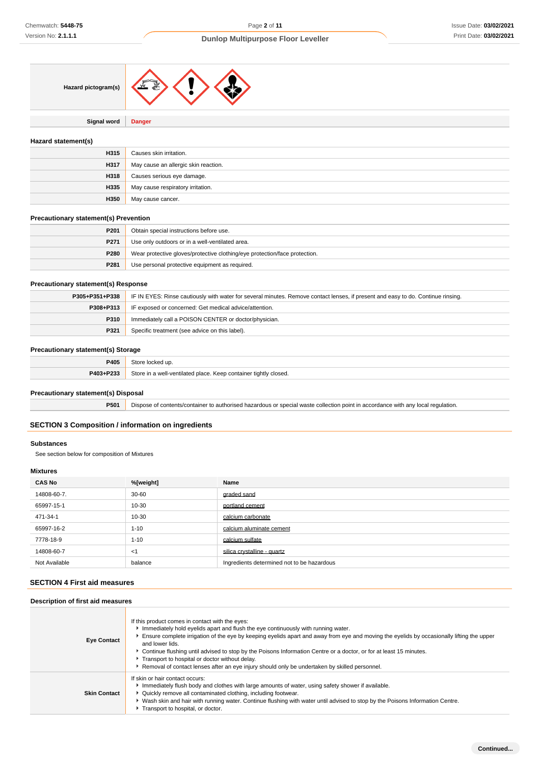| Hazard pictogram(s) | |
|---|---|
| Signal word | Danger |

### Hazard statement(s)

| | |
|---|---|
| H315 | Causes skin irritation. |
| H317 | May cause an allergic skin reaction. |
| H318 | Causes serious eye damage. |
| H335 | May cause respiratory irritation. |
| H350 | May cause cancer. |

### Precautionary statement(s) Prevention

| | |
|---|---|
| P201 | Obtain special instructions before use. |
| P271 | Use only outdoors or in a well-ventilated area. |
| P280 | Wear protective gloves/protective clothing/eye protection/face protection. |
| P281 | Use personal protective equipment as required. |

### Precautionary statement(s) Response

| | |
|---|---|
| P305+P351+P338 | IF IN EYES: Rinse cautiously with water for several minutes. Remove contact lenses, if present and easy to do. Continue rinsing. |
| P308+P313 | IF exposed or concerned: Get medical advice/attention. |
| P310 | Immediately call a POISON CENTER or doctor/physician. |
| P321 | Specific treatment (see advice on this label). |

### Precautionary statement(s) Storage

| | |
|---|---|
| P405 | Store locked up. |
| P403+P233 | Store in a well-ventilated place. Keep container tightly closed. |

### Precautionary statement(s) Disposal

| | |
|---|---|
| P501 | Dispose of contents/container to authorised hazardous or special waste collection point in accordance with any local regulation. |

## SECTION 3 Composition / information on ingredients

### Substances

See section below for composition of Mixtures

### Mixtures

| CAS No | %[weight] | Name |
|---|---|---|
| 14808-60-7. | 30-60 | graded sand |
| 65997-15-1 | 10-30 | portland cement |
| 471-34-1 | 10-30 | calcium carbonate |
| 65997-16-2 | 1-10 | calcium aluminate cement |
| 7778-18-9 | 1-10 | calcium sulfate |
| 14808-60-7 | <1 | silica crystalline - quartz |
| Not Available | balance | Ingredients determined not to be hazardous |

## SECTION 4 First aid measures

### Description of first aid measures

| | |
|---|---|
| Eye Contact | If this product comes in contact with the eyes:<br>▸ Immediately hold eyelids apart and flush the eye continuously with running water.<br>▸ Ensure complete irrigation of the eye by keeping eyelids apart and away from eye and moving the eyelids by occasionally lifting the upper and lower lids.<br>▸ Continue flushing until advised to stop by the Poisons Information Centre or a doctor, or for at least 15 minutes.<br>▸ Transport to hospital or doctor without delay.<br>▸ Removal of contact lenses after an eye injury should only be undertaken by skilled personnel. |
| Skin Contact | If skin or hair contact occurs:<br>▸ Immediately flush body and clothes with large amounts of water, using safety shower if available.<br>▸ Quickly remove all contaminated clothing, including footwear.<br>▸ Wash skin and hair with running water. Continue flushing with water until advised to stop by the Poisons Information Centre.<br>▸ Transport to hospital, or doctor. |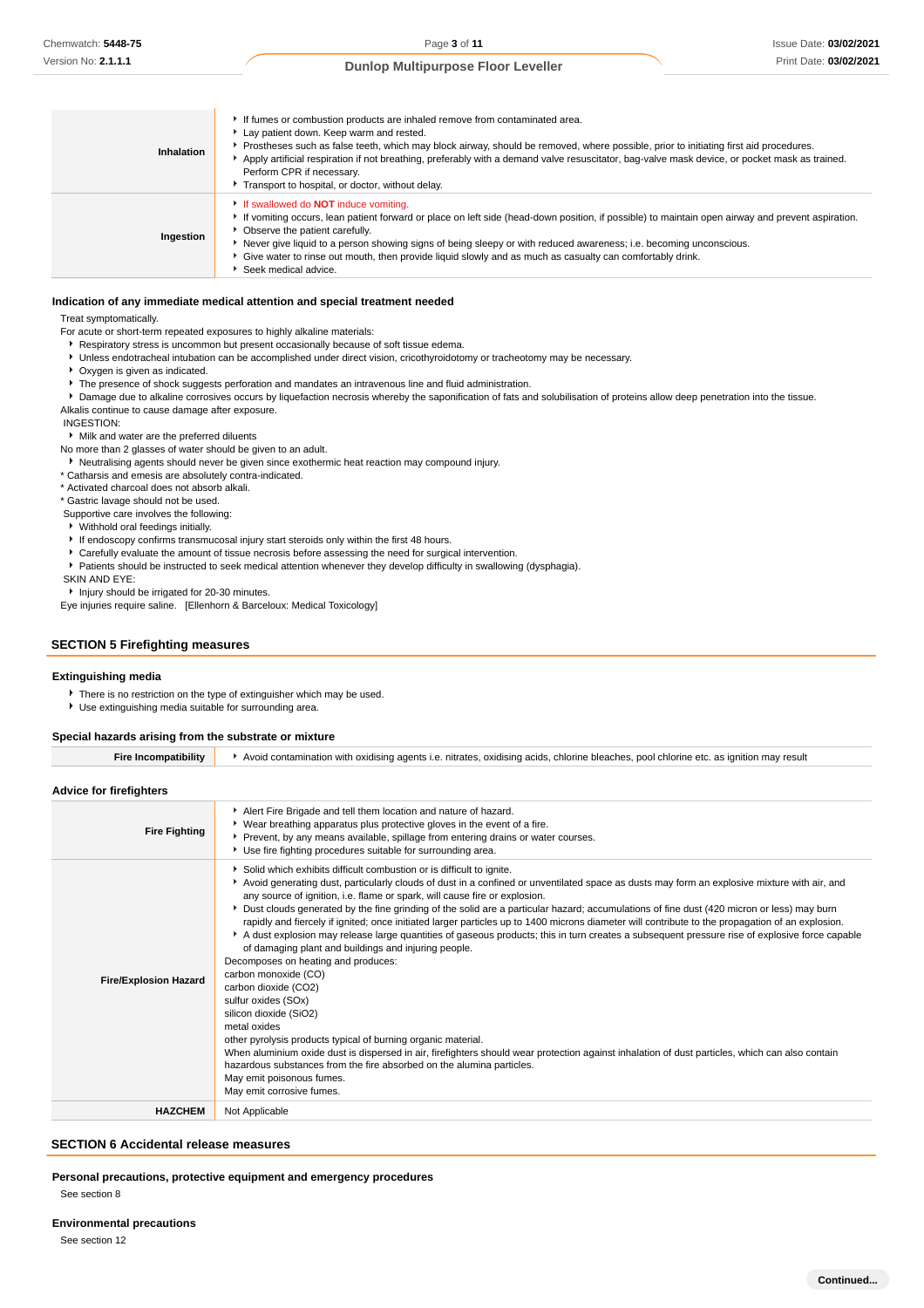| | |
|---|---|
| **Inhalation** | ▶ If fumes or combustion products are inhaled remove from contaminated area.<br>▶ Lay patient down. Keep warm and rested.<br>▶ Prostheses such as false teeth, which may block airway, should be removed, where possible, prior to initiating first aid procedures.<br>▶ Apply artificial respiration if not breathing, preferably with a demand valve resuscitator, bag-valve mask device, or pocket mask as trained. Perform CPR if necessary.<br>▶ Transport to hospital, or doctor, without delay. |
| **Ingestion** | ▶ If swallowed do **NOT** induce vomiting.<br>▶ If vomiting occurs, lean patient forward or place on left side (head-down position, if possible) to maintain open airway and prevent aspiration.<br>▶ Observe the patient carefully.<br>▶ Never give liquid to a person showing signs of being sleepy or with reduced awareness; i.e. becoming unconscious.<br>▶ Give water to rinse out mouth, then provide liquid slowly and as much as casualty can comfortably drink.<br>▶ Seek medical advice. |

### Indication of any immediate medical attention and special treatment needed

Treat symptomatically.

For acute or short-term repeated exposures to highly alkaline materials:

- Respiratory stress is uncommon but present occasionally because of soft tissue edema.
- Unless endotracheal intubation can be accomplished under direct vision, cricothyroidotomy or tracheotomy may be necessary.
- Oxygen is given as indicated.
- The presence of shock suggests perforation and mandates an intravenous line and fluid administration.
- Damage due to alkaline corrosives occurs by liquefaction necrosis whereby the saponification of fats and solubilisation of proteins allow deep penetration into the tissue.

Alkalis continue to cause damage after exposure.

INGESTION:

- Milk and water are the preferred diluents

No more than 2 glasses of water should be given to an adult.

- Neutralising agents should never be given since exothermic heat reaction may compound injury.

* Catharsis and emesis are absolutely contra-indicated.
* Activated charcoal does not absorb alkali.
* Gastric lavage should not be used.

Supportive care involves the following:

- Withhold oral feedings initially.
- If endoscopy confirms transmucosal injury start steroids only within the first 48 hours.
- Carefully evaluate the amount of tissue necrosis before assessing the need for surgical intervention.
- Patients should be instructed to seek medical attention whenever they develop difficulty in swallowing (dysphagia).

SKIN AND EYE:

- Injury should be irrigated for 20-30 minutes.

Eye injuries require saline. [Ellenhorn & Barceloux: Medical Toxicology]

## SECTION 5 Firefighting measures

### Extinguishing media

- There is no restriction on the type of extinguisher which may be used.
- Use extinguishing media suitable for surrounding area.

### Special hazards arising from the substrate or mixture

| | |
|---|---|
| **Fire Incompatibility** | ▶ Avoid contamination with oxidising agents i.e. nitrates, oxidising acids, chlorine bleaches, pool chlorine etc. as ignition may result |

### Advice for firefighters

| | |
|---|---|
| **Fire Fighting** | ▶ Alert Fire Brigade and tell them location and nature of hazard.<br>▶ Wear breathing apparatus plus protective gloves in the event of a fire.<br>▶ Prevent, by any means available, spillage from entering drains or water courses.<br>▶ Use fire fighting procedures suitable for surrounding area. |
| **Fire/Explosion Hazard** | ▶ Solid which exhibits difficult combustion or is difficult to ignite.<br>▶ Avoid generating dust, particularly clouds of dust in a confined or unventilated space as dusts may form an explosive mixture with air, and any source of ignition, i.e. flame or spark, will cause fire or explosion.<br>▶ Dust clouds generated by the fine grinding of the solid are a particular hazard; accumulations of fine dust (420 micron or less) may burn rapidly and fiercely if ignited; once initiated larger particles up to 1400 microns diameter will contribute to the propagation of an explosion.<br>▶ A dust explosion may release large quantities of gaseous products; this in turn creates a subsequent pressure rise of explosive force capable of damaging plant and buildings and injuring people.<br>Decomposes on heating and produces:<br>carbon monoxide (CO)<br>carbon dioxide ($CO_2$)<br>sulfur oxides (SOx)<br>silicon dioxide ($SiO_2$)<br>metal oxides<br>other pyrolysis products typical of burning organic material.<br>When aluminium oxide dust is dispersed in air, firefighters should wear protection against inhalation of dust particles, which can also contain hazardous substances from the fire absorbed on the alumina particles.<br>May emit poisonous fumes.<br>May emit corrosive fumes. |
| **HAZCHEM** | Not Applicable |

## SECTION 6 Accidental release measures

### Personal precautions, protective equipment and emergency procedures

See section 8

### Environmental precautions

See section 12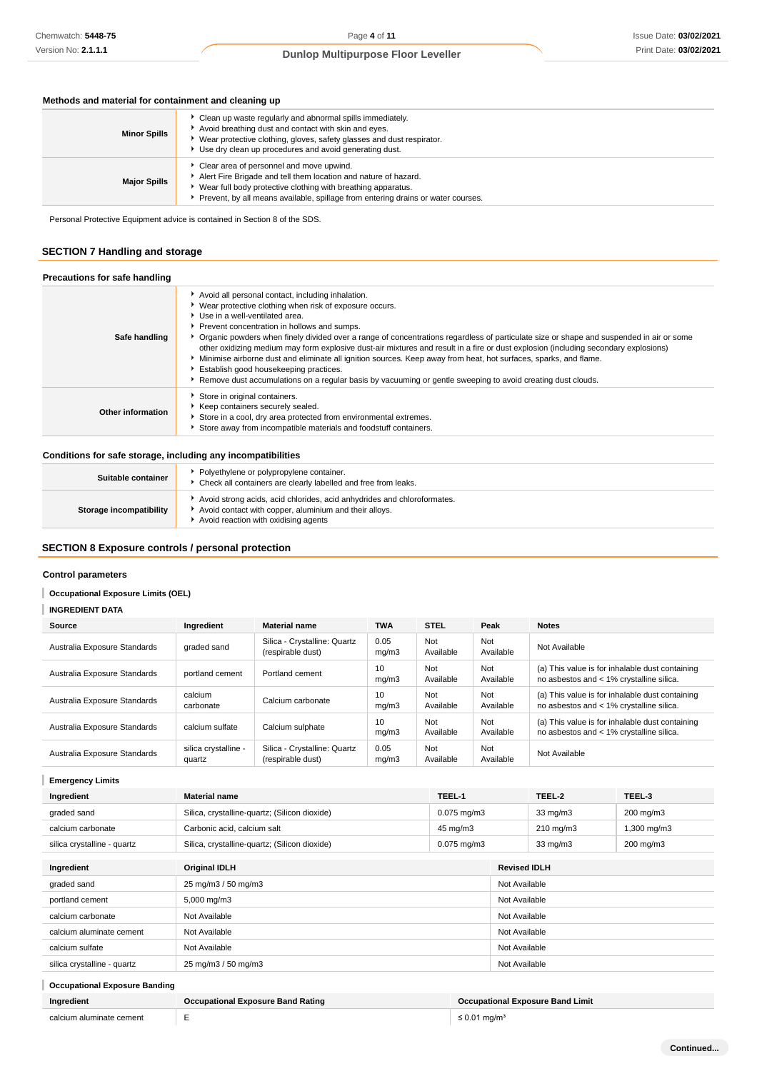### Methods and material for containment and cleaning up

| | |
|---|---|
| **Minor Spills** | - Clean up waste regularly and abnormal spills immediately.<br>- Avoid breathing dust and contact with skin and eyes.<br>- Wear protective clothing, gloves, safety glasses and dust respirator.<br>- Use dry clean up procedures and avoid generating dust. |
| **Major Spills** | - Clear area of personnel and move upwind.<br>- Alert Fire Brigade and tell them location and nature of hazard.<br>- Wear full body protective clothing with breathing apparatus.<br>- Prevent, by all means available, spillage from entering drains or water courses. |

Personal Protective Equipment advice is contained in Section 8 of the SDS.

## SECTION 7 Handling and storage

### Precautions for safe handling

| | |
|---|---|
| **Safe handling** | - Avoid all personal contact, including inhalation.<br>- Wear protective clothing when risk of exposure occurs.<br>- Use in a well-ventilated area.<br>- Prevent concentration in hollows and sumps.<br>- Organic powders when finely divided over a range of concentrations regardless of particulate size or shape and suspended in air or some other oxidizing medium may form explosive dust-air mixtures and result in a fire or dust explosion (including secondary explosions)<br>- Minimise airborne dust and eliminate all ignition sources. Keep away from heat, hot surfaces, sparks, and flame.<br>- Establish good housekeeping practices.<br>- Remove dust accumulations on a regular basis by vacuuming or gentle sweeping to avoid creating dust clouds. |
| **Other information** | - Store in original containers.<br>- Keep containers securely sealed.<br>- Store in a cool, dry area protected from environmental extremes.<br>- Store away from incompatible materials and foodstuff containers. |

### Conditions for safe storage, including any incompatibilities

| | |
|---|---|
| **Suitable container** | - Polyethylene or polypropylene container.<br>- Check all containers are clearly labelled and free from leaks. |
| **Storage incompatibility** | - Avoid strong acids, acid chlorides, acid anhydrides and chloroformates.<br>- Avoid contact with copper, aluminium and their alloys.<br>- Avoid reaction with oxidising agents |

## SECTION 8 Exposure controls / personal protection

### Control parameters

#### Occupational Exposure Limits (OEL)

#### INGREDIENT DATA

| Source | Ingredient | Material name | TWA | STEL | Peak | Notes |
|---|---|---|---|---|---|---|
| Australia Exposure Standards | graded sand | Silica - Crystalline: Quartz (respirable dust) | 0.05 mg/m3 | Not Available | Not Available | Not Available |
| Australia Exposure Standards | portland cement | Portland cement | 10 mg/m3 | Not Available | Not Available | (a) This value is for inhalable dust containing no asbestos and < 1% crystalline silica. |
| Australia Exposure Standards | calcium carbonate | Calcium carbonate | 10 mg/m3 | Not Available | Not Available | (a) This value is for inhalable dust containing no asbestos and < 1% crystalline silica. |
| Australia Exposure Standards | calcium sulfate | Calcium sulphate | 10 mg/m3 | Not Available | Not Available | (a) This value is for inhalable dust containing no asbestos and < 1% crystalline silica. |
| Australia Exposure Standards | silica crystalline - quartz | Silica - Crystalline: Quartz (respirable dust) | 0.05 mg/m3 | Not Available | Not Available | Not Available |

#### Emergency Limits

| Ingredient | Material name | TEEL-1 | TEEL-2 | TEEL-3 |
|---|---|---|---|---|
| graded sand | Silica, crystalline-quartz; (Silicon dioxide) | 0.075 mg/m3 | 33 mg/m3 | 200 mg/m3 |
| calcium carbonate | Carbonic acid, calcium salt | 45 mg/m3 | 210 mg/m3 | 1,300 mg/m3 |
| silica crystalline - quartz | Silica, crystalline-quartz; (Silicon dioxide) | 0.075 mg/m3 | 33 mg/m3 | 200 mg/m3 |

| Ingredient | Original IDLH | Revised IDLH |
|---|---|---|
| graded sand | 25 mg/m3 / 50 mg/m3 | Not Available |
| portland cement | 5,000 mg/m3 | Not Available |
| calcium carbonate | Not Available | Not Available |
| calcium aluminate cement | Not Available | Not Available |
| calcium sulfate | Not Available | Not Available |
| silica crystalline - quartz | 25 mg/m3 / 50 mg/m3 | Not Available |

#### Occupational Exposure Banding

| Ingredient | Occupational Exposure Band Rating | Occupational Exposure Band Limit |
|---|---|---|
| calcium aluminate cement | E | ≤ 0.01 mg/m³ |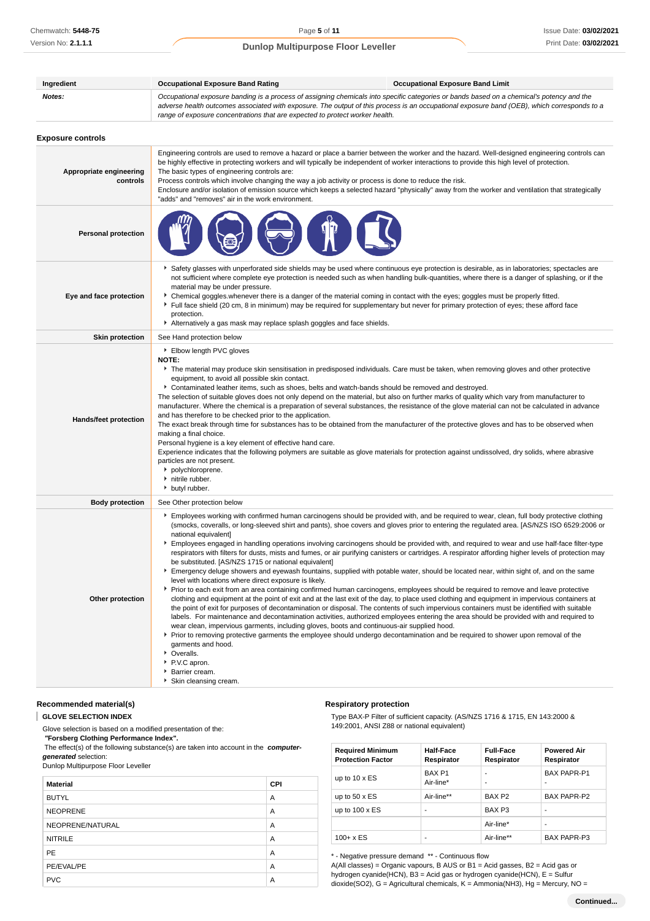| Ingredient | Occupational Exposure Band Rating | Occupational Exposure Band Limit |
|---|---|---|
| *Notes:* | *Occupational exposure banding is a process of assigning chemicals into specific categories or bands based on a chemical's potency and the adverse health outcomes associated with exposure. The output of this process is an occupational exposure band (OEB), which corresponds to a range of exposure concentrations that are expected to protect worker health.* | |

### Exposure controls

| | |
|---|---|
| **Appropriate engineering controls** | Engineering controls are used to remove a hazard or place a barrier between the worker and the hazard. Well-designed engineering controls can be highly effective in protecting workers and will typically be independent of worker interactions to provide this high level of protection. The basic types of engineering controls are: Process controls which involve changing the way a job activity or process is done to reduce the risk. Enclosure and/or isolation of emission source which keeps a selected hazard "physically" away from the worker and ventilation that strategically "adds" and "removes" air in the work environment. |
| **Personal protection** | |
| **Eye and face protection** | ‣ Safety glasses with unperforated side shields may be used where continuous eye protection is desirable, as in laboratories; spectacles are not sufficient where complete eye protection is needed such as when handling bulk-quantities, where there is a danger of splashing, or if the material may be under pressure.<br>‣ Chemical goggles.whenever there is a danger of the material coming in contact with the eyes; goggles must be properly fitted.<br>‣ Full face shield (20 cm, 8 in minimum) may be required for supplementary but never for primary protection of eyes; these afford face protection.<br>‣ Alternatively a gas mask may replace splash goggles and face shields. |
| **Skin protection** | See Hand protection below |
| **Hands/feet protection** | ‣ Elbow length PVC gloves<br>**NOTE:**<br>‣ The material may produce skin sensitisation in predisposed individuals. Care must be taken, when removing gloves and other protective equipment, to avoid all possible skin contact.<br>‣ Contaminated leather items, such as shoes, belts and watch-bands should be removed and destroyed.<br>The selection of suitable gloves does not only depend on the material, but also on further marks of quality which vary from manufacturer to manufacturer. Where the chemical is a preparation of several substances, the resistance of the glove material can not be calculated in advance and has therefore to be checked prior to the application.<br>The exact break through time for substances has to be obtained from the manufacturer of the protective gloves and has to be observed when making a final choice.<br>Personal hygiene is a key element of effective hand care.<br>Experience indicates that the following polymers are suitable as glove materials for protection against undissolved, dry solids, where abrasive particles are not present.<br>‣ polychloroprene.<br>‣ nitrile rubber.<br>‣ butyl rubber. |
| **Body protection** | See Other protection below |
| **Other protection** | ‣ Employees working with confirmed human carcinogens should be provided with, and be required to wear, clean, full body protective clothing (smocks, coveralls, or long-sleeved shirt and pants), shoe covers and gloves prior to entering the regulated area. [AS/NZS ISO 6529:2006 or national equivalent]<br>‣ Employees engaged in handling operations involving carcinogens should be provided with, and required to wear and use half-face filter-type respirators with filters for dusts, mists and fumes, or air purifying canisters or cartridges. A respirator affording higher levels of protection may be substituted. [AS/NZS 1715 or national equivalent]<br>‣ Emergency deluge showers and eyewash fountains, supplied with potable water, should be located near, within sight of, and on the same level with locations where direct exposure is likely.<br>‣ Prior to each exit from an area containing confirmed human carcinogens, employees should be required to remove and leave protective clothing and equipment at the point of exit and at the last exit of the day, to place used clothing and equipment in impervious containers at the point of exit for purposes of decontamination or disposal. The contents of such impervious containers must be identified with suitable labels. For maintenance and decontamination activities, authorized employees entering the area should be provided with and required to wear clean, impervious garments, including gloves, boots and continuous-air supplied hood.<br>‣ Prior to removing protective garments the employee should undergo decontamination and be required to shower upon removal of the garments and hood.<br>‣ Overalls.<br>‣ P.V.C apron.<br>‣ Barrier cream.<br>‣ Skin cleansing cream. |

### Recommended material(s)

**GLOVE SELECTION INDEX**

Glove selection is based on a modified presentation of the:

***"Forsberg Clothing Performance Index".***

The effect(s) of the following substance(s) are taken into account in the ***computer-generated*** selection:

Dunlop Multipurpose Floor Leveller

| Material | CPI |
|---|---|
| BUTYL | A |
| NEOPRENE | A |
| NEOPRENE/NATURAL | A |
| NITRILE | A |
| PE | A |
| PE/EVAL/PE | A |
| PVC | A |

### Respiratory protection

Type BAX-P Filter of sufficient capacity. (AS/NZS 1716 & 1715, EN 143:2000 & 149:2001, ANSI Z88 or national equivalent)

| Required Minimum Protection Factor | Half-Face Respirator | Full-Face Respirator | Powered Air Respirator |
|---|---|---|---|
| up to 10 x ES | BAX P1<br>Air-line* | -<br>- | BAX PAPR-P1<br>- |
| up to 50 x ES | Air-line** | BAX P2 | BAX PAPR-P2 |
| up to 100 x ES | - | BAX P3 | - |
| | | Air-line* | - |
| 100+ x ES | - | Air-line** | BAX PAPR-P3 |

\* - Negative pressure demand ** - Continuous flow

A(All classes) = Organic vapours, B AUS or B1 = Acid gasses, B2 = Acid gas or hydrogen cyanide(HCN), B3 = Acid gas or hydrogen cyanide(HCN), E = Sulfur dioxide(SO2), G = Agricultural chemicals, K = Ammonia(NH3), Hg = Mercury, NO =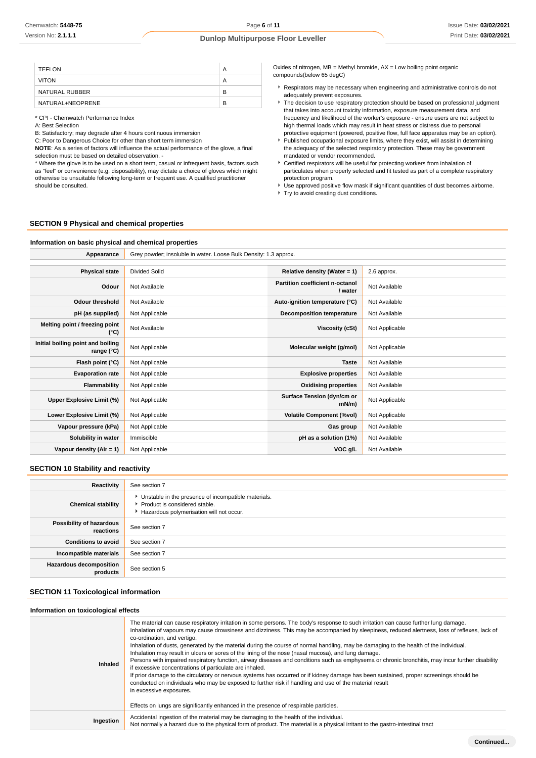| | |
|---|---|
| TEFLON | A |
| VITON | A |
| NATURAL RUBBER | B |
| NATURAL+NEOPRENE | B |

* CPI - Chemwatch Performance Index
A: Best Selection
B: Satisfactory; may degrade after 4 hours continuous immersion
C: Poor to Dangerous Choice for other than short term immersion
**NOTE**: As a series of factors will influence the actual performance of the glove, a final selection must be based on detailed observation. -
* Where the glove is to be used on a short term, casual or infrequent basis, factors such as "feel" or convenience (e.g. disposability), may dictate a choice of gloves which might otherwise be unsuitable following long-term or frequent use. A qualified practitioner should be consulted.

Oxides of nitrogen, MB = Methyl bromide, AX = Low boiling point organic compounds(below 65 degC)

- Respirators may be necessary when engineering and administrative controls do not adequately prevent exposures.
- The decision to use respiratory protection should be based on professional judgment that takes into account toxicity information, exposure measurement data, and frequency and likelihood of the worker's exposure - ensure users are not subject to high thermal loads which may result in heat stress or distress due to personal protective equipment (powered, positive flow, full face apparatus may be an option).
- Published occupational exposure limits, where they exist, will assist in determining the adequacy of the selected respiratory protection. These may be government mandated or vendor recommended.
- Certified respirators will be useful for protecting workers from inhalation of particulates when properly selected and fit tested as part of a complete respiratory protection program.
- Use approved positive flow mask if significant quantities of dust becomes airborne.
- Try to avoid creating dust conditions.

## SECTION 9 Physical and chemical properties

### Information on basic physical and chemical properties

| **Appearance** | Grey powder; insoluble in water. Loose Bulk Density: 1.3 approx. | | |
|---|---|---|---|
| **Physical state** | Divided Solid | **Relative density (Water = 1)** | 2.6 approx. |
| **Odour** | Not Available | **Partition coefficient n-octanol / water** | Not Available |
| **Odour threshold** | Not Available | **Auto-ignition temperature (°C)** | Not Available |
| **pH (as supplied)** | Not Applicable | **Decomposition temperature** | Not Available |
| **Melting point / freezing point (°C)** | Not Available | **Viscosity (cSt)** | Not Applicable |
| **Initial boiling point and boiling range (°C)** | Not Applicable | **Molecular weight (g/mol)** | Not Applicable |
| **Flash point (°C)** | Not Applicable | **Taste** | Not Available |
| **Evaporation rate** | Not Applicable | **Explosive properties** | Not Available |
| **Flammability** | Not Applicable | **Oxidising properties** | Not Available |
| **Upper Explosive Limit (%)** | Not Applicable | **Surface Tension (dyn/cm or mN/m)** | Not Applicable |
| **Lower Explosive Limit (%)** | Not Applicable | **Volatile Component (%vol)** | Not Applicable |
| **Vapour pressure (kPa)** | Not Applicable | **Gas group** | Not Available |
| **Solubility in water** | Immiscible | **pH as a solution (1%)** | Not Available |
| **Vapour density (Air = 1)** | Not Applicable | **VOC g/L** | Not Available |

## SECTION 10 Stability and reactivity

| | |
|---|---|
| **Reactivity** | See section 7 |
| **Chemical stability** | - Unstable in the presence of incompatible materials.<br>- Product is considered stable.<br>- Hazardous polymerisation will not occur. |
| **Possibility of hazardous reactions** | See section 7 |
| **Conditions to avoid** | See section 7 |
| **Incompatible materials** | See section 7 |
| **Hazardous decomposition products** | See section 5 |

## SECTION 11 Toxicological information

### Information on toxicological effects

| | |
|---|---|
| **Inhaled** | The material can cause respiratory irritation in some persons. The body's response to such irritation can cause further lung damage.<br>Inhalation of vapours may cause drowsiness and dizziness. This may be accompanied by sleepiness, reduced alertness, loss of reflexes, lack of co-ordination, and vertigo.<br>Inhalation of dusts, generated by the material during the course of normal handling, may be damaging to the health of the individual.<br>Inhalation may result in ulcers or sores of the lining of the nose (nasal mucosa), and lung damage.<br>Persons with impaired respiratory function, airway diseases and conditions such as emphysema or chronic bronchitis, may incur further disability if excessive concentrations of particulate are inhaled.<br>If prior damage to the circulatory or nervous systems has occurred or if kidney damage has been sustained, proper screenings should be conducted on individuals who may be exposed to further risk if handling and use of the material result<br>in excessive exposures.<br><br>Effects on lungs are significantly enhanced in the presence of respirable particles. |
| **Ingestion** | Accidental ingestion of the material may be damaging to the health of the individual.<br>Not normally a hazard due to the physical form of product. The material is a physical irritant to the gastro-intestinal tract |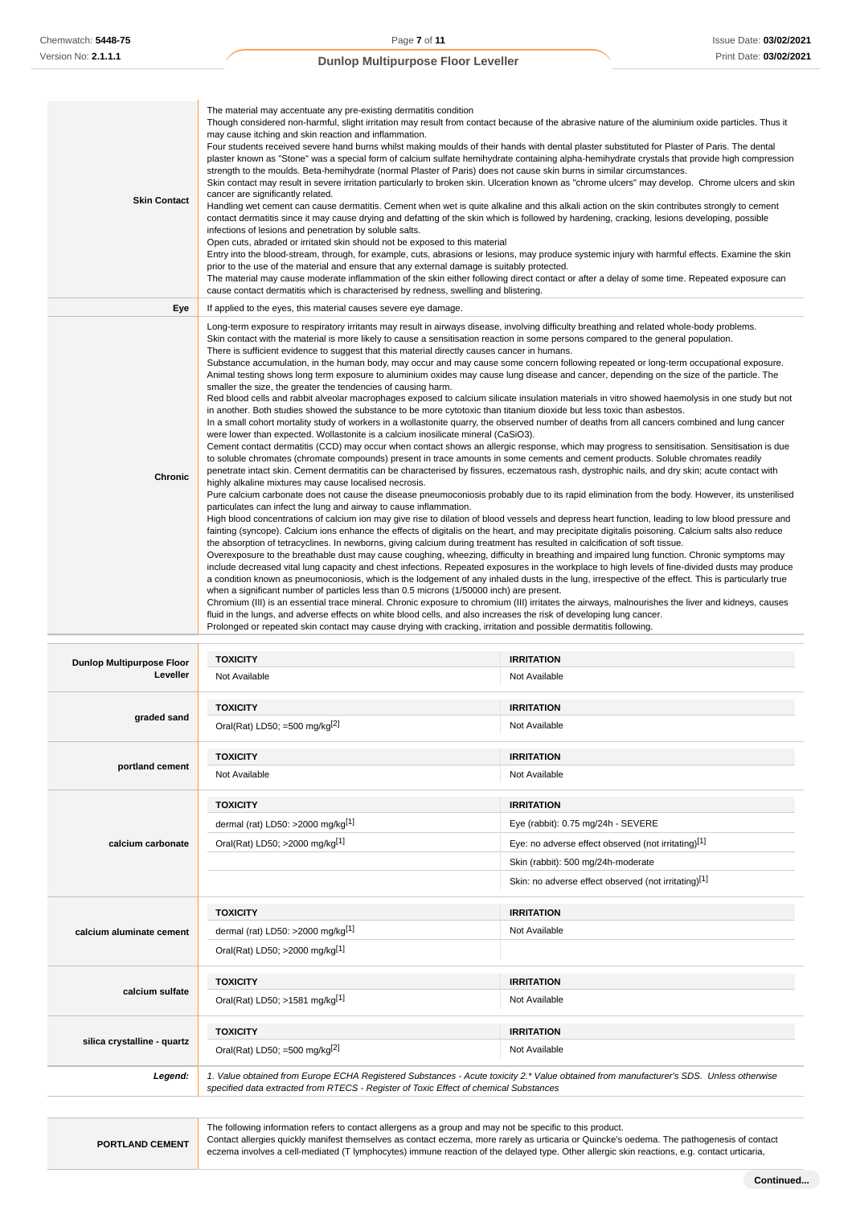| | |
|---|---|
| **Skin Contact** | The material may accentuate any pre-existing dermatitis condition<br>Though considered non-harmful, slight irritation may result from contact because of the abrasive nature of the aluminium oxide particles. Thus it may cause itching and skin reaction and inflammation.<br>Four students received severe hand burns whilst making moulds of their hands with dental plaster substituted for Plaster of Paris. The dental plaster known as "Stone" was a special form of calcium sulfate hemihydrate containing alpha-hemihydrate crystals that provide high compression strength to the moulds. Beta-hemihydrate (normal Plaster of Paris) does not cause skin burns in similar circumstances.<br>Skin contact may result in severe irritation particularly to broken skin. Ulceration known as "chrome ulcers" may develop. Chrome ulcers and skin cancer are significantly related.<br>Handling wet cement can cause dermatitis. Cement when wet is quite alkaline and this alkali action on the skin contributes strongly to cement contact dermatitis since it may cause drying and defatting of the skin which is followed by hardening, cracking, lesions developing, possible infections of lesions and penetration by soluble salts.<br>Open cuts, abraded or irritated skin should not be exposed to this material<br>Entry into the blood-stream, through, for example, cuts, abrasions or lesions, may produce systemic injury with harmful effects. Examine the skin prior to the use of the material and ensure that any external damage is suitably protected.<br>The material may cause moderate inflammation of the skin either following direct contact or after a delay of some time. Repeated exposure can cause contact dermatitis which is characterised by redness, swelling and blistering. |
| **Eye** | If applied to the eyes, this material causes severe eye damage. |
| **Chronic** | Long-term exposure to respiratory irritants may result in airways disease, involving difficulty breathing and related whole-body problems.<br>Skin contact with the material is more likely to cause a sensitisation reaction in some persons compared to the general population.<br>There is sufficient evidence to suggest that this material directly causes cancer in humans.<br>Substance accumulation, in the human body, may occur and may cause some concern following repeated or long-term occupational exposure.<br>Animal testing shows long term exposure to aluminium oxides may cause lung disease and cancer, depending on the size of the particle. The smaller the size, the greater the tendencies of causing harm.<br>Red blood cells and rabbit alveolar macrophages exposed to calcium silicate insulation materials in vitro showed haemolysis in one study but not in another. Both studies showed the substance to be more cytotoxic than titanium dioxide but less toxic than asbestos.<br>In a small cohort mortality study of workers in a wollastonite quarry, the observed number of deaths from all cancers combined and lung cancer were lower than expected. Wollastonite is a calcium inosilicate mineral ($CaSiO_3$).<br>Cement contact dermatitis (CCD) may occur when contact shows an allergic response, which may progress to sensitisation. Sensitisation is due to soluble chromates (chromate compounds) present in trace amounts in some cements and cement products. Soluble chromates readily penetrate intact skin. Cement dermatitis can be characterised by fissures, eczematous rash, dystrophic nails, and dry skin; acute contact with highly alkaline mixtures may cause localised necrosis.<br>Pure calcium carbonate does not cause the disease pneumoconiosis probably due to its rapid elimination from the body. However, its unsterilised particulates can infect the lung and airway to cause inflammation.<br>High blood concentrations of calcium ion may give rise to dilation of blood vessels and depress heart function, leading to low blood pressure and fainting (syncope). Calcium ions enhance the effects of digitalis on the heart, and may precipitate digitalis poisoning. Calcium salts also reduce the absorption of tetracyclines. In newborns, giving calcium during treatment has resulted in calcification of soft tissue.<br>Overexposure to the breathable dust may cause coughing, wheezing, difficulty in breathing and impaired lung function. Chronic symptoms may include decreased vital lung capacity and chest infections. Repeated exposures in the workplace to high levels of fine-divided dusts may produce a condition known as pneumoconiosis, which is the lodgement of any inhaled dusts in the lung, irrespective of the effect. This is particularly true when a significant number of particles less than 0.5 microns (1/50000 inch) are present.<br>Chromium (III) is an essential trace mineral. Chronic exposure to chromium (III) irritates the airways, malnourishes the liver and kidneys, causes fluid in the lungs, and adverse effects on white blood cells, and also increases the risk of developing lung cancer.<br>Prolonged or repeated skin contact may cause drying with cracking, irritation and possible dermatitis following. |

| | TOXICITY | IRRITATION |
|---|---|---|
| **Dunlop Multipurpose Floor Leveller** | Not Available | Not Available |
| **graded sand** | Oral(Rat) LD50; =500 mg/kg[2] | Not Available |
| **portland cement** | Not Available | Not Available |
| **calcium carbonate** | dermal (rat) LD50: >2000 mg/kg[1] | Eye (rabbit): 0.75 mg/24h - SEVERE |
| | Oral(Rat) LD50; >2000 mg/kg[1] | Eye: no adverse effect observed (not irritating)[1] |
| | | Skin (rabbit): 500 mg/24h-moderate |
| | | Skin: no adverse effect observed (not irritating)[1] |
| **calcium aluminate cement** | dermal (rat) LD50: >2000 mg/kg[1] | Not Available |
| | Oral(Rat) LD50; >2000 mg/kg[1] | |
| **calcium sulfate** | Oral(Rat) LD50; >1581 mg/kg[1] | Not Available |
| **silica crystalline - quartz** | Oral(Rat) LD50; =500 mg/kg[2] | Not Available |
| ***Legend:*** | *1. Value obtained from Europe ECHA Registered Substances - Acute toxicity 2.* Value obtained from manufacturer's SDS. Unless otherwise specified data extracted from RTECS - Register of Toxic Effect of chemical Substances* | |

| | |
|---|---|
| **PORTLAND CEMENT** | The following information refers to contact allergens as a group and may not be specific to this product.<br>Contact allergies quickly manifest themselves as contact eczema, more rarely as urticaria or Quincke's oedema. The pathogenesis of contact eczema involves a cell-mediated (T lymphocytes) immune reaction of the delayed type. Other allergic skin reactions, e.g. contact urticaria, |

**Continued...**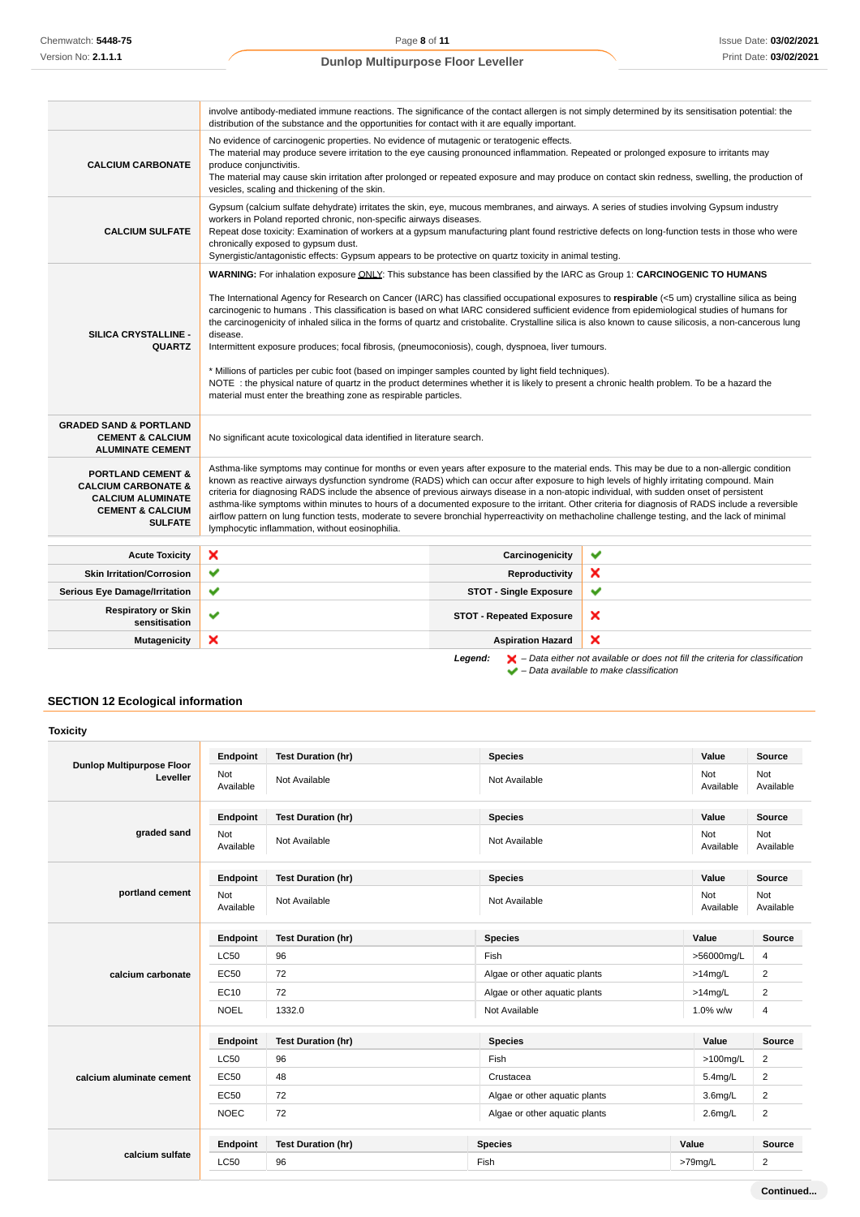| | |
|---|---|
| | involve antibody-mediated immune reactions. The significance of the contact allergen is not simply determined by its sensitisation potential: the distribution of the substance and the opportunities for contact with it are equally important. |
| **CALCIUM CARBONATE** | No evidence of carcinogenic properties. No evidence of mutagenic or teratogenic effects.<br>The material may produce severe irritation to the eye causing pronounced inflammation. Repeated or prolonged exposure to irritants may produce conjunctivitis.<br>The material may cause skin irritation after prolonged or repeated exposure and may produce on contact skin redness, swelling, the production of vesicles, scaling and thickening of the skin. |
| **CALCIUM SULFATE** | Gypsum (calcium sulfate dehydrate) irritates the skin, eye, mucous membranes, and airways. A series of studies involving Gypsum industry workers in Poland reported chronic, non-specific airways diseases.<br>Repeat dose toxicity: Examination of workers at a gypsum manufacturing plant found restrictive defects on long-function tests in those who were chronically exposed to gypsum dust.<br>Synergistic/antagonistic effects: Gypsum appears to be protective on quartz toxicity in animal testing. |
| **SILICA CRYSTALLINE - QUARTZ** | **WARNING:** For inhalation exposure ONLY: This substance has been classified by the IARC as Group 1: **CARCINOGENIC TO HUMANS**<br><br>The International Agency for Research on Cancer (IARC) has classified occupational exposures to **respirable** (<5 um) crystalline silica as being carcinogenic to humans . This classification is based on what IARC considered sufficient evidence from epidemiological studies of humans for the carcinogenicity of inhaled silica in the forms of quartz and cristobalite. Crystalline silica is also known to cause silicosis, a non-cancerous lung disease.<br>Intermittent exposure produces; focal fibrosis, (pneumoconiosis), cough, dyspnoea, liver tumours.<br><br>* Millions of particles per cubic foot (based on impinger samples counted by light field techniques).<br>NOTE : the physical nature of quartz in the product determines whether it is likely to present a chronic health problem. To be a hazard the material must enter the breathing zone as respirable particles. |
| **GRADED SAND & PORTLAND CEMENT & CALCIUM ALUMINATE CEMENT** | No significant acute toxicological data identified in literature search. |
| **PORTLAND CEMENT & CALCIUM CARBONATE & CALCIUM ALUMINATE CEMENT & CALCIUM SULFATE** | Asthma-like symptoms may continue for months or even years after exposure to the material ends. This may be due to a non-allergic condition known as reactive airways dysfunction syndrome (RADS) which can occur after exposure to high levels of highly irritating compound. Main criteria for diagnosing RADS include the absence of previous airways disease in a non-atopic individual, with sudden onset of persistent asthma-like symptoms within minutes to hours of a documented exposure to the irritant. Other criteria for diagnosis of RADS include a reversible airflow pattern on lung function tests, moderate to severe bronchial hyperreactivity on methacholine challenge testing, and the lack of minimal lymphocytic inflammation, without eosinophilia. |

| | | | |
|---|---|---|---|
| **Acute Toxicity** | ✘ | **Carcinogenicity** | ✔ |
| **Skin Irritation/Corrosion** | ✔ | **Reproductivity** | ✘ |
| **Serious Eye Damage/Irritation** | ✔ | **STOT - Single Exposure** | ✔ |
| **Respiratory or Skin sensitisation** | ✔ | **STOT - Repeated Exposure** | ✘ |
| **Mutagenicity** | ✘ | **Aspiration Hazard** | ✘ |

***Legend:*** ✘ *– Data either not available or does not fill the criteria for classification*
✔ *– Data available to make classification*

## SECTION 12 Ecological information

### Toxicity

| | Endpoint | Test Duration (hr) | Species | Value | Source |
|---|---|---|---|---|---|
| **Dunlop Multipurpose Floor Leveller** | Not Available | Not Available | Not Available | Not Available | Not Available |
| **graded sand** | Not Available | Not Available | Not Available | Not Available | Not Available |
| **portland cement** | Not Available | Not Available | Not Available | Not Available | Not Available |
| **calcium carbonate** | LC50 | 96 | Fish | >56000mg/L | 4 |
| | EC50 | 72 | Algae or other aquatic plants | >14mg/L | 2 |
| | EC10 | 72 | Algae or other aquatic plants | >14mg/L | 2 |
| | NOEL | 1332.0 | Not Available | 1.0% w/w | 4 |
| **calcium aluminate cement** | LC50 | 96 | Fish | >100mg/L | 2 |
| | EC50 | 48 | Crustacea | 5.4mg/L | 2 |
| | EC50 | 72 | Algae or other aquatic plants | 3.6mg/L | 2 |
| | NOEC | 72 | Algae or other aquatic plants | 2.6mg/L | 2 |
| **calcium sulfate** | LC50 | 96 | Fish | >79mg/L | 2 |

**Continued...**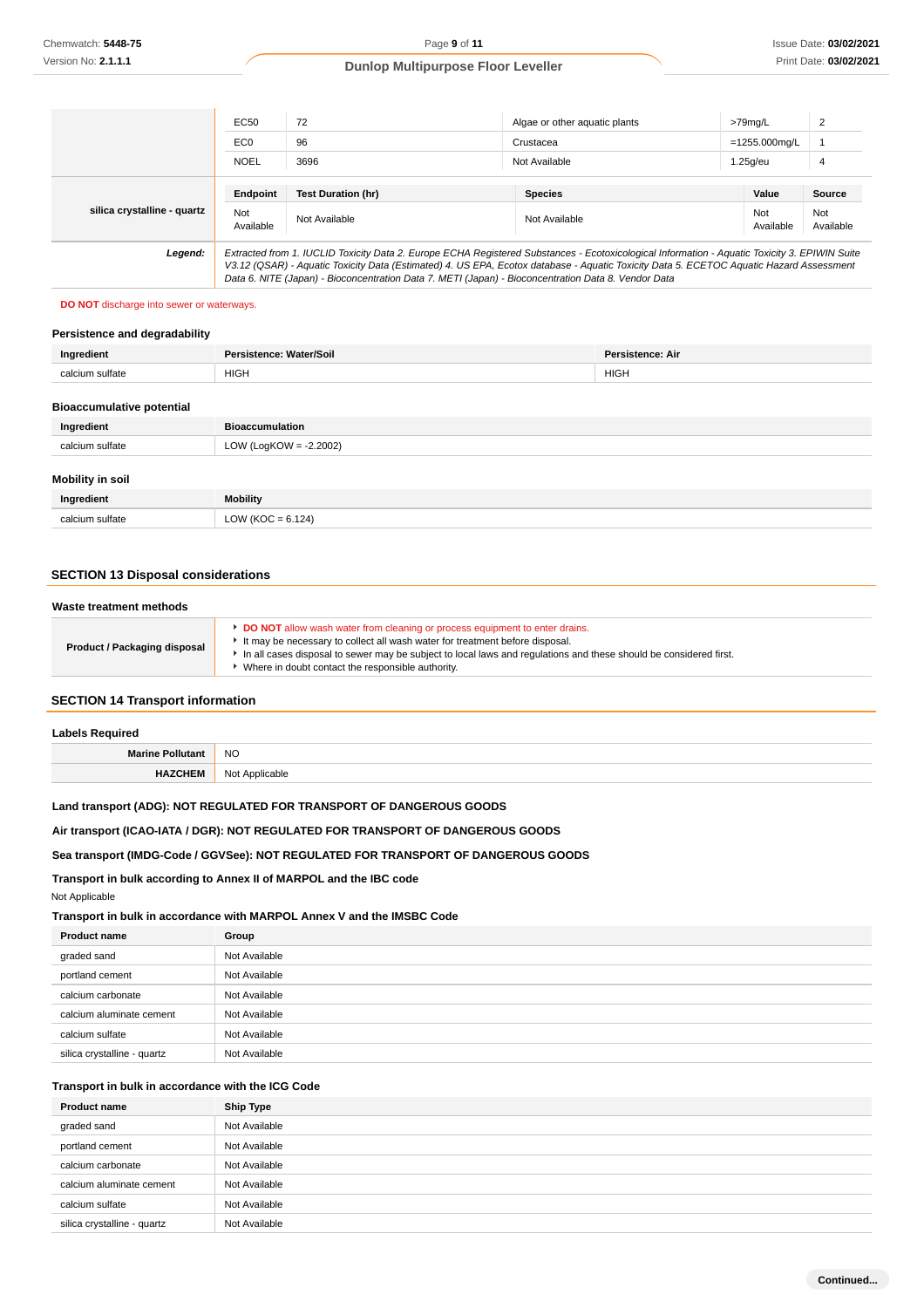| | Endpoint | Test Duration (hr) | Species | Value | Source |
|---|---|---|---|---|---|
| | EC50 | 72 | Algae or other aquatic plants | >79mg/L | 2 |
| | EC0 | 96 | Crustacea | =1255.000mg/L | 1 |
| | NOEL | 3696 | Not Available | 1.25g/eu | 4 |

| silica crystalline - quartz | Endpoint | Test Duration (hr) | Species | Value | Source |
|---|---|---|---|---|---|
| | Not Available | Not Available | Not Available | Not Available | Not Available |

**Legend:** *Extracted from 1. IUCLID Toxicity Data 2. Europe ECHA Registered Substances - Ecotoxicological Information - Aquatic Toxicity 3. EPIWIN Suite V3.12 (QSAR) - Aquatic Toxicity Data (Estimated) 4. US EPA, Ecotox database - Aquatic Toxicity Data 5. ECETOC Aquatic Hazard Assessment Data 6. NITE (Japan) - Bioconcentration Data 7. METI (Japan) - Bioconcentration Data 8. Vendor Data*

**DO NOT** discharge into sewer or waterways.

### Persistence and degradability

| Ingredient | Persistence: Water/Soil | Persistence: Air |
|---|---|---|
| calcium sulfate | HIGH | HIGH |

### Bioaccumulative potential

| Ingredient | Bioaccumulation |
|---|---|
| calcium sulfate | LOW (LogKOW = -2.2002) |

### Mobility in soil

| Ingredient | Mobility |
|---|---|
| calcium sulfate | LOW (KOC = 6.124) |

## SECTION 13 Disposal considerations

### Waste treatment methods

| Product / Packaging disposal | |
|---|---|
| | - **DO NOT** allow wash water from cleaning or process equipment to enter drains.<br>- It may be necessary to collect all wash water for treatment before disposal.<br>- In all cases disposal to sewer may be subject to local laws and regulations and these should be considered first.<br>- Where in doubt contact the responsible authority. |

## SECTION 14 Transport information

### Labels Required

| | |
|---|---|
| **Marine Pollutant** | NO |
| **HAZCHEM** | Not Applicable |

**Land transport (ADG): NOT REGULATED FOR TRANSPORT OF DANGEROUS GOODS**

**Air transport (ICAO-IATA / DGR): NOT REGULATED FOR TRANSPORT OF DANGEROUS GOODS**

**Sea transport (IMDG-Code / GGVSee): NOT REGULATED FOR TRANSPORT OF DANGEROUS GOODS**

### Transport in bulk according to Annex II of MARPOL and the IBC code

Not Applicable

### Transport in bulk in accordance with MARPOL Annex V and the IMSBC Code

| Product name | Group |
|---|---|
| graded sand | Not Available |
| portland cement | Not Available |
| calcium carbonate | Not Available |
| calcium aluminate cement | Not Available |
| calcium sulfate | Not Available |
| silica crystalline - quartz | Not Available |

### Transport in bulk in accordance with the ICG Code

| Product name | Ship Type |
|---|---|
| graded sand | Not Available |
| portland cement | Not Available |
| calcium carbonate | Not Available |
| calcium aluminate cement | Not Available |
| calcium sulfate | Not Available |
| silica crystalline - quartz | Not Available |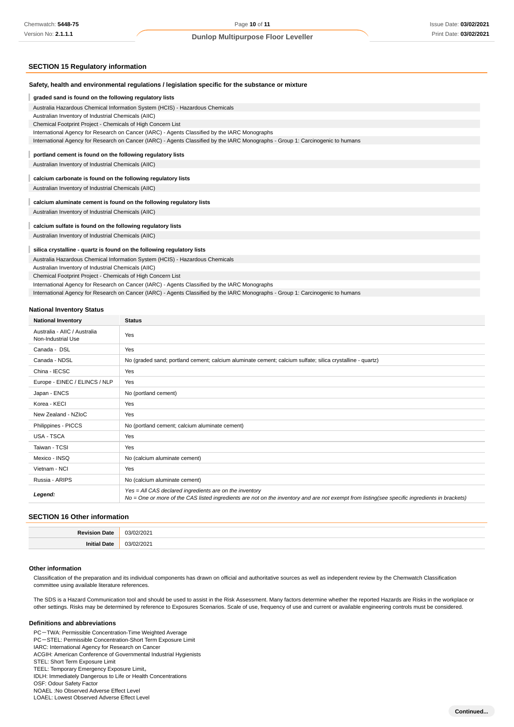## SECTION 15 Regulatory information

### Safety, health and environmental regulations / legislation specific for the substance or mixture

**graded sand is found on the following regulatory lists**

Australia Hazardous Chemical Information System (HCIS) - Hazardous Chemicals
Australian Inventory of Industrial Chemicals (AIIC)
Chemical Footprint Project - Chemicals of High Concern List
International Agency for Research on Cancer (IARC) - Agents Classified by the IARC Monographs
International Agency for Research on Cancer (IARC) - Agents Classified by the IARC Monographs - Group 1: Carcinogenic to humans

**portland cement is found on the following regulatory lists**

Australian Inventory of Industrial Chemicals (AIIC)

**calcium carbonate is found on the following regulatory lists**

Australian Inventory of Industrial Chemicals (AIIC)

**calcium aluminate cement is found on the following regulatory lists**

Australian Inventory of Industrial Chemicals (AIIC)

**calcium sulfate is found on the following regulatory lists**

Australian Inventory of Industrial Chemicals (AIIC)

**silica crystalline - quartz is found on the following regulatory lists**

Australia Hazardous Chemical Information System (HCIS) - Hazardous Chemicals
Australian Inventory of Industrial Chemicals (AIIC)
Chemical Footprint Project - Chemicals of High Concern List
International Agency for Research on Cancer (IARC) - Agents Classified by the IARC Monographs
International Agency for Research on Cancer (IARC) - Agents Classified by the IARC Monographs - Group 1: Carcinogenic to humans

### National Inventory Status

| National Inventory | Status |
|---|---|
| Australia - AIIC / Australia Non-Industrial Use | Yes |
| Canada - DSL | Yes |
| Canada - NDSL | No (graded sand; portland cement; calcium aluminate cement; calcium sulfate; silica crystalline - quartz) |
| China - IECSC | Yes |
| Europe - EINEC / ELINCS / NLP | Yes |
| Japan - ENCS | No (portland cement) |
| Korea - KECI | Yes |
| New Zealand - NZIoC | Yes |
| Philippines - PICCS | No (portland cement; calcium aluminate cement) |
| USA - TSCA | Yes |
| Taiwan - TCSI | Yes |
| Mexico - INSQ | No (calcium aluminate cement) |
| Vietnam - NCI | Yes |
| Russia - ARIPS | No (calcium aluminate cement) |
| ***Legend:*** | *Yes = All CAS declared ingredients are on the inventory*<br>*No = One or more of the CAS listed ingredients are not on the inventory and are not exempt from listing(see specific ingredients in brackets)* |

## SECTION 16 Other information

| | |
|---|---|
| **Revision Date** | 03/02/2021 |
| **Initial Date** | 03/02/2021 |

### Other information

Classification of the preparation and its individual components has drawn on official and authoritative sources as well as independent review by the Chemwatch Classification committee using available literature references.

The SDS is a Hazard Communication tool and should be used to assist in the Risk Assessment. Many factors determine whether the reported Hazards are Risks in the workplace or other settings. Risks may be determined by reference to Exposures Scenarios. Scale of use, frequency of use and current or available engineering controls must be considered.

### Definitions and abbreviations

PC－TWA: Permissible Concentration-Time Weighted Average
PC－STEL: Permissible Concentration-Short Term Exposure Limit
IARC: International Agency for Research on Cancer
ACGIH: American Conference of Governmental Industrial Hygienists
STEL: Short Term Exposure Limit
TEEL: Temporary Emergency Exposure Limit。
IDLH: Immediately Dangerous to Life or Health Concentrations
OSF: Odour Safety Factor
NOAEL :No Observed Adverse Effect Level
LOAEL: Lowest Observed Adverse Effect Level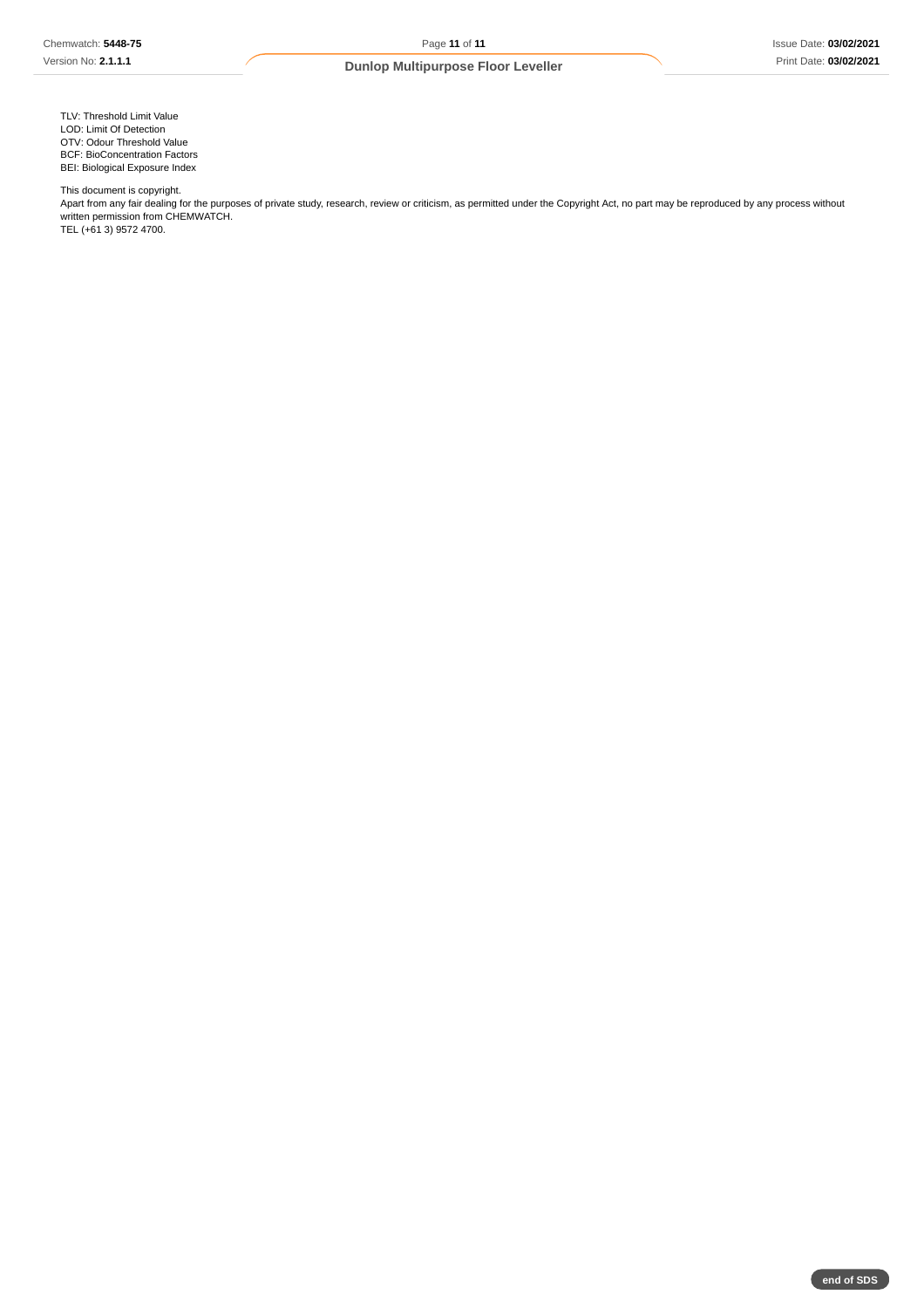TLV: Threshold Limit Value
LOD: Limit Of Detection
OTV: Odour Threshold Value
BCF: BioConcentration Factors
BEI: Biological Exposure Index

This document is copyright.
Apart from any fair dealing for the purposes of private study, research, review or criticism, as permitted under the Copyright Act, no part may be reproduced by any process without written permission from CHEMWATCH.
TEL (+61 3) 9572 4700.

**end of SDS**